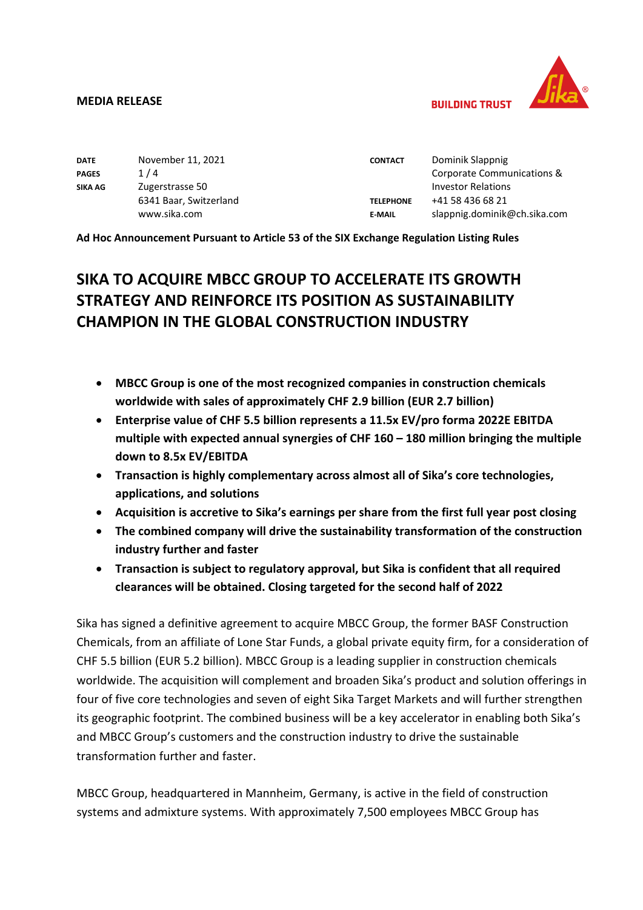**MEDIA RELEASE**

BUILDING TRUST

| | | | |
|---|---|---|---|
| **DATE** | November 11, 2021 | **CONTACT** | Dominik Slappnig |
| **PAGES** | 1 / 4 | | Corporate Communications & Investor Relations |
| **SIKA AG** | Zugerstrasse 50<br>6341 Baar, Switzerland<br>www.sika.com | **TELEPHONE** | +41 58 436 68 21 |
| | | **E-MAIL** | slappnig.dominik@ch.sika.com |

**Ad Hoc Announcement Pursuant to Article 53 of the SIX Exchange Regulation Listing Rules**

# SIKA TO ACQUIRE MBCC GROUP TO ACCELERATE ITS GROWTH STRATEGY AND REINFORCE ITS POSITION AS SUSTAINABILITY CHAMPION IN THE GLOBAL CONSTRUCTION INDUSTRY

- **MBCC Group is one of the most recognized companies in construction chemicals worldwide with sales of approximately CHF 2.9 billion (EUR 2.7 billion)**
- **Enterprise value of CHF 5.5 billion represents a 11.5x EV/pro forma 2022E EBITDA multiple with expected annual synergies of CHF 160 – 180 million bringing the multiple down to 8.5x EV/EBITDA**
- **Transaction is highly complementary across almost all of Sika's core technologies, applications, and solutions**
- **Acquisition is accretive to Sika's earnings per share from the first full year post closing**
- **The combined company will drive the sustainability transformation of the construction industry further and faster**
- **Transaction is subject to regulatory approval, but Sika is confident that all required clearances will be obtained. Closing targeted for the second half of 2022**

Sika has signed a definitive agreement to acquire MBCC Group, the former BASF Construction Chemicals, from an affiliate of Lone Star Funds, a global private equity firm, for a consideration of CHF 5.5 billion (EUR 5.2 billion). MBCC Group is a leading supplier in construction chemicals worldwide. The acquisition will complement and broaden Sika's product and solution offerings in four of five core technologies and seven of eight Sika Target Markets and will further strengthen its geographic footprint. The combined business will be a key accelerator in enabling both Sika's and MBCC Group's customers and the construction industry to drive the sustainable transformation further and faster.

MBCC Group, headquartered in Mannheim, Germany, is active in the field of construction systems and admixture systems. With approximately 7,500 employees MBCC Group has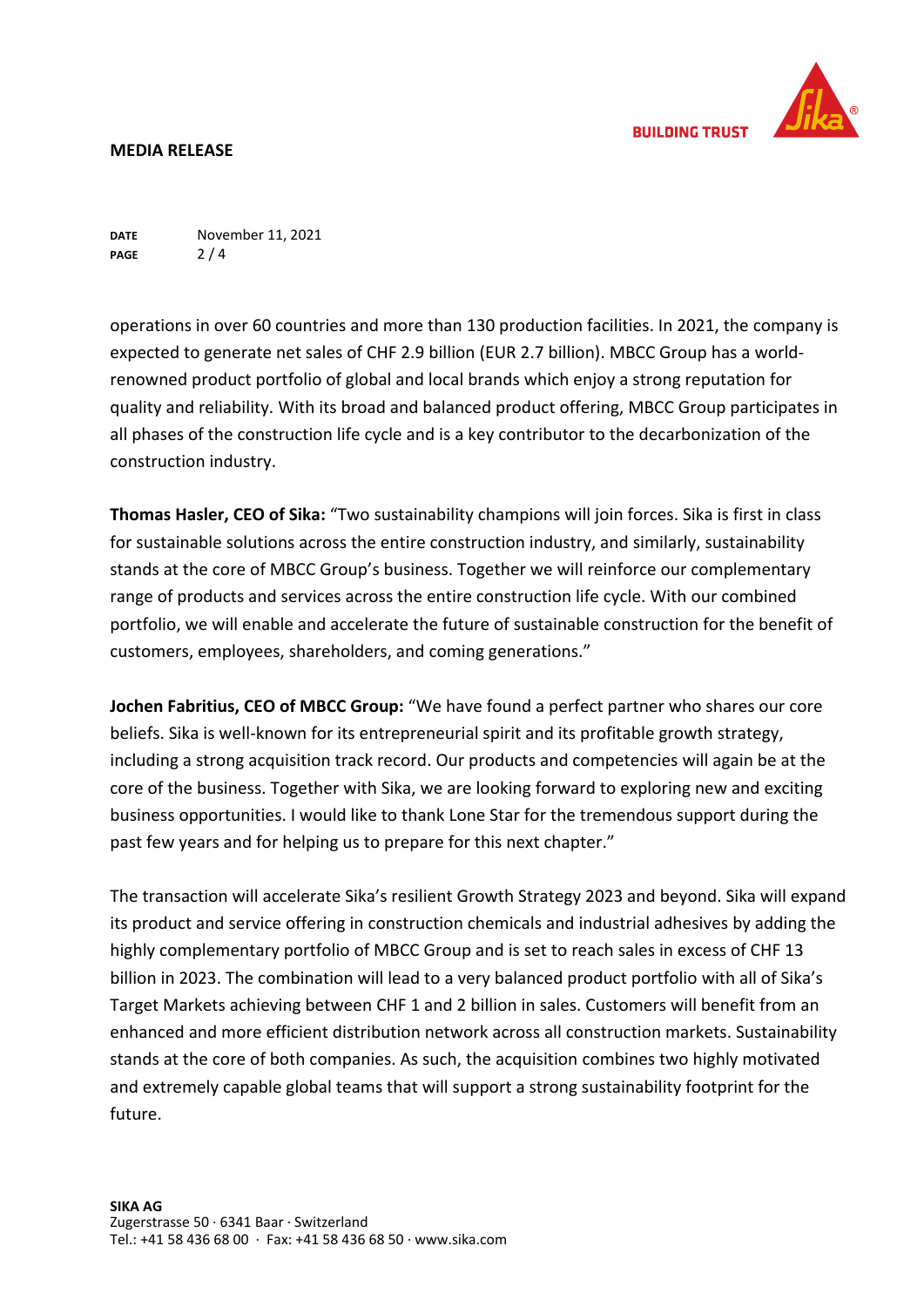operations in over 60 countries and more than 130 production facilities. In 2021, the company is expected to generate net sales of CHF 2.9 billion (EUR 2.7 billion). MBCC Group has a world-renowned product portfolio of global and local brands which enjoy a strong reputation for quality and reliability. With its broad and balanced product offering, MBCC Group participates in all phases of the construction life cycle and is a key contributor to the decarbonization of the construction industry.

**Thomas Hasler, CEO of Sika:** "Two sustainability champions will join forces. Sika is first in class for sustainable solutions across the entire construction industry, and similarly, sustainability stands at the core of MBCC Group's business. Together we will reinforce our complementary range of products and services across the entire construction life cycle. With our combined portfolio, we will enable and accelerate the future of sustainable construction for the benefit of customers, employees, shareholders, and coming generations."

**Jochen Fabritius, CEO of MBCC Group:** "We have found a perfect partner who shares our core beliefs. Sika is well-known for its entrepreneurial spirit and its profitable growth strategy, including a strong acquisition track record. Our products and competencies will again be at the core of the business. Together with Sika, we are looking forward to exploring new and exciting business opportunities. I would like to thank Lone Star for the tremendous support during the past few years and for helping us to prepare for this next chapter."

The transaction will accelerate Sika's resilient Growth Strategy 2023 and beyond. Sika will expand its product and service offering in construction chemicals and industrial adhesives by adding the highly complementary portfolio of MBCC Group and is set to reach sales in excess of CHF 13 billion in 2023. The combination will lead to a very balanced product portfolio with all of Sika's Target Markets achieving between CHF 1 and 2 billion in sales. Customers will benefit from an enhanced and more efficient distribution network across all construction markets. Sustainability stands at the core of both companies. As such, the acquisition combines two highly motivated and extremely capable global teams that will support a strong sustainability footprint for the future.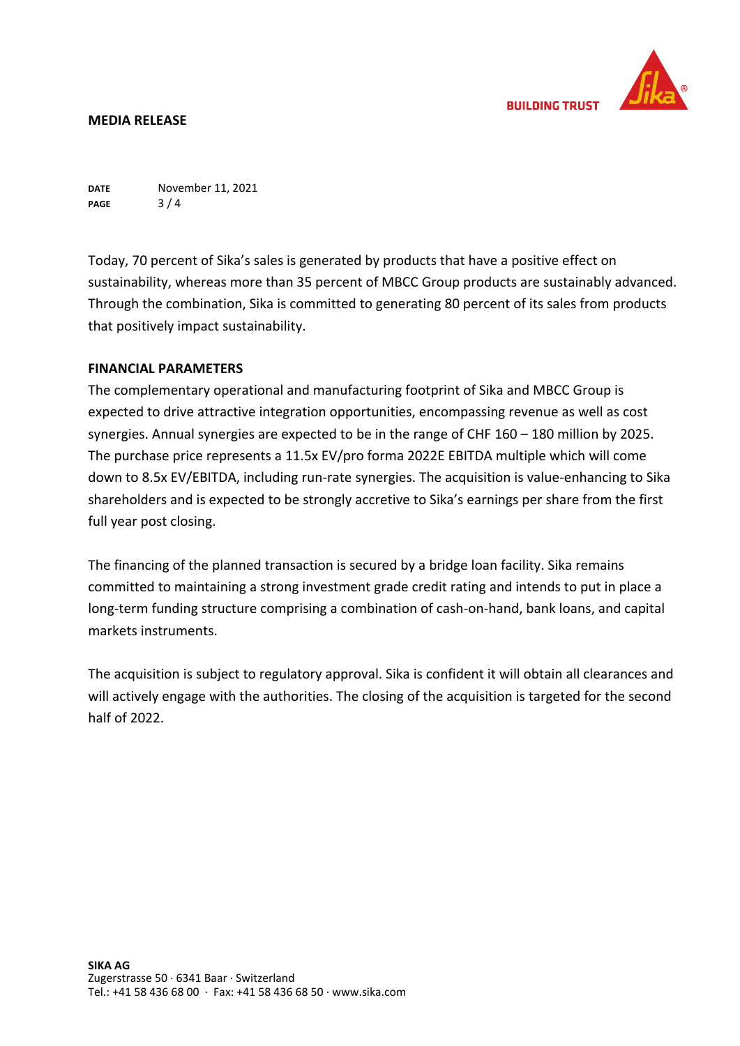Today, 70 percent of Sika's sales is generated by products that have a positive effect on sustainability, whereas more than 35 percent of MBCC Group products are sustainably advanced. Through the combination, Sika is committed to generating 80 percent of its sales from products that positively impact sustainability.

**FINANCIAL PARAMETERS**

The complementary operational and manufacturing footprint of Sika and MBCC Group is expected to drive attractive integration opportunities, encompassing revenue as well as cost synergies. Annual synergies are expected to be in the range of CHF 160 – 180 million by 2025. The purchase price represents a 11.5x EV/pro forma 2022E EBITDA multiple which will come down to 8.5x EV/EBITDA, including run-rate synergies. The acquisition is value-enhancing to Sika shareholders and is expected to be strongly accretive to Sika's earnings per share from the first full year post closing.

The financing of the planned transaction is secured by a bridge loan facility. Sika remains committed to maintaining a strong investment grade credit rating and intends to put in place a long-term funding structure comprising a combination of cash-on-hand, bank loans, and capital markets instruments.

The acquisition is subject to regulatory approval. Sika is confident it will obtain all clearances and will actively engage with the authorities. The closing of the acquisition is targeted for the second half of 2022.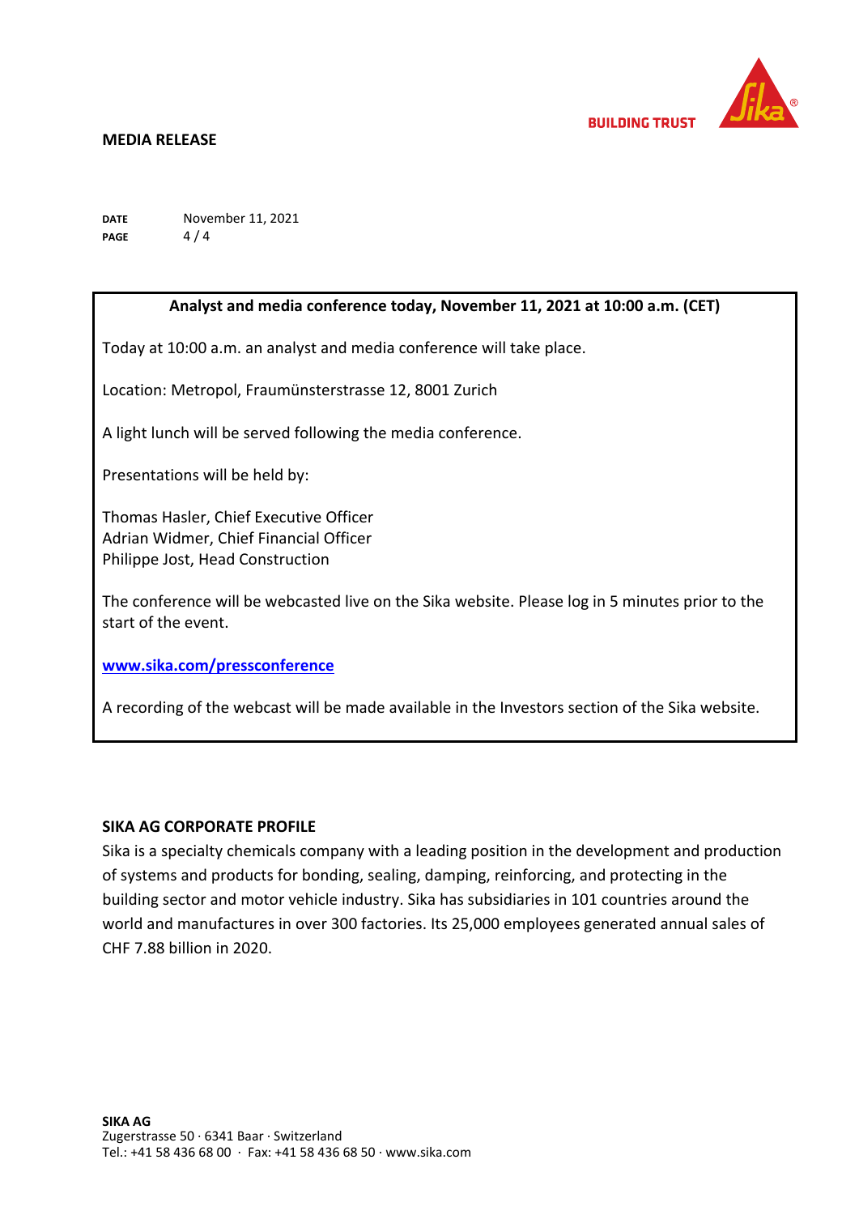**MEDIA RELEASE**

**DATE** November 11, 2021

**Analyst and media conference today, November 11, 2021 at 10:00 a.m. (CET)**

Today at 10:00 a.m. an analyst and media conference will take place.

Location: Metropol, Fraumünsterstrasse 12, 8001 Zurich

A light lunch will be served following the media conference.

Presentations will be held by:

Thomas Hasler, Chief Executive Officer
Adrian Widmer, Chief Financial Officer
Philippe Jost, Head Construction

The conference will be webcasted live on the Sika website. Please log in 5 minutes prior to the start of the event.

**www.sika.com/pressconference**

A recording of the webcast will be made available in the Investors section of the Sika website.

## SIKA AG CORPORATE PROFILE

Sika is a specialty chemicals company with a leading position in the development and production of systems and products for bonding, sealing, damping, reinforcing, and protecting in the building sector and motor vehicle industry. Sika has subsidiaries in 101 countries around the world and manufactures in over 300 factories. Its 25,000 employees generated annual sales of CHF 7.88 billion in 2020.

**SIKA AG**
Zugerstrasse 50 · 6341 Baar · Switzerland
Tel.: +41 58 436 68 00 · Fax: +41 58 436 68 50 · www.sika.com